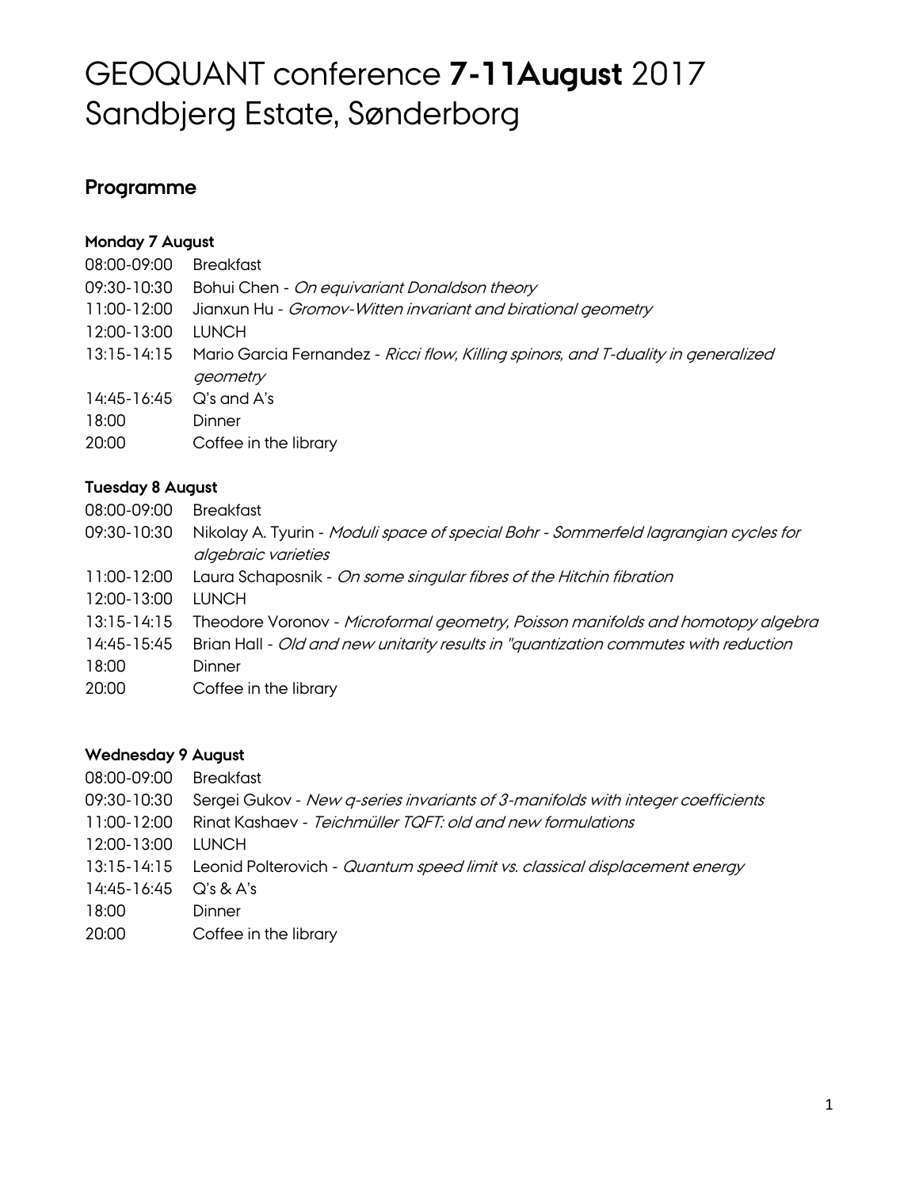# GEOQUANT conference **7-11August** 2017
# Sandbjerg Estate, Sønderborg

## Programme

### Monday 7 August

| | |
|---|---|
| 08:00-09:00 | Breakfast |
| 09:30-10:30 | Bohui Chen - *On equivariant Donaldson theory* |
| 11:00-12:00 | Jianxun Hu - *Gromov-Witten invariant and birational geometry* |
| 12:00-13:00 | LUNCH |
| 13:15-14:15 | Mario Garcia Fernandez - *Ricci flow, Killing spinors, and T-duality in generalized geometry* |
| 14:45-16:45 | Q's and A's |
| 18:00 | Dinner |
| 20:00 | Coffee in the library |

### Tuesday 8 August

| | |
|---|---|
| 08:00-09:00 | Breakfast |
| 09:30-10:30 | Nikolay A. Tyurin - *Moduli space of special Bohr - Sommerfeld lagrangian cycles for algebraic varieties* |
| 11:00-12:00 | Laura Schaposnik - *On some singular fibres of the Hitchin fibration* |
| 12:00-13:00 | LUNCH |
| 13:15-14:15 | Theodore Voronov - *Microformal geometry, Poisson manifolds and homotopy algebra* |
| 14:45-15:45 | Brian Hall - *Old and new unitarity results in "quantization commutes with reduction* |
| 18:00 | Dinner |
| 20:00 | Coffee in the library |

### Wednesday 9 August

| | |
|---|---|
| 08:00-09:00 | Breakfast |
| 09:30-10:30 | Sergei Gukov - *New q-series invariants of 3-manifolds with integer coefficients* |
| 11:00-12:00 | Rinat Kashaev - *Teichmüller TQFT: old and new formulations* |
| 12:00-13:00 | LUNCH |
| 13:15-14:15 | Leonid Polterovich - *Quantum speed limit vs. classical displacement energy* |
| 14:45-16:45 | Q's & A's |
| 18:00 | Dinner |
| 20:00 | Coffee in the library |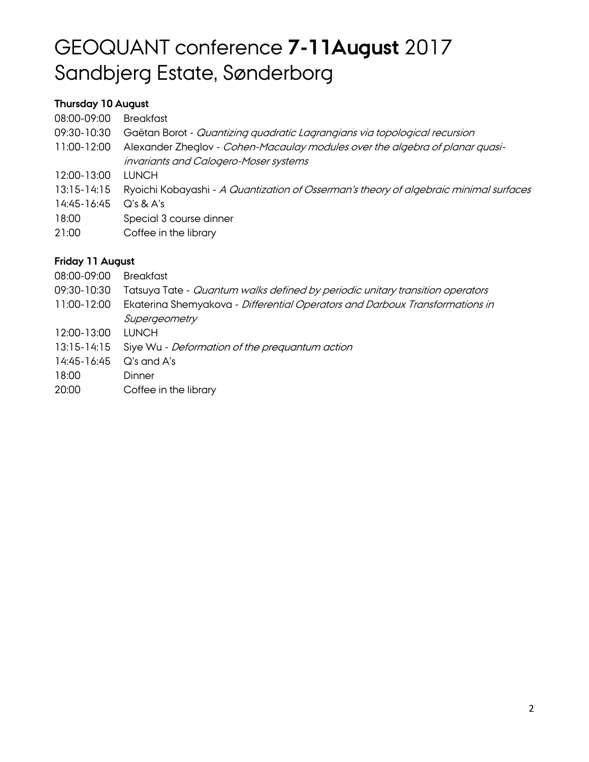# GEOQUANT conference **7-11August** 2017 Sandbjerg Estate, Sønderborg

**Thursday 10 August**

| | |
|---|---|
| 08:00-09:00 | Breakfast |
| 09:30-10:30 | Gaëtan Borot - *Quantizing quadratic Lagrangians via topological recursion* |
| 11:00-12:00 | Alexander Zheglov - *Cohen-Macaulay modules over the algebra of planar quasi-invariants and Calogero-Moser systems* |
| 12:00-13:00 | LUNCH |
| 13:15-14:15 | Ryoichi Kobayashi - *A Quantization of Osserman's theory of algebraic minimal surfaces* |
| 14:45-16:45 | Q's & A's |
| 18:00 | Special 3 course dinner |
| 21:00 | Coffee in the library |

**Friday 11 August**

| | |
|---|---|
| 08:00-09:00 | Breakfast |
| 09:30-10:30 | Tatsuya Tate - *Quantum walks defined by periodic unitary transition operators* |
| 11:00-12:00 | Ekaterina Shemyakova - *Differential Operators and Darboux Transformations in Supergeometry* |
| 12:00-13:00 | LUNCH |
| 13:15-14:15 | Siye Wu - *Deformation of the prequantum action* |
| 14:45-16:45 | Q's and A's |
| 18:00 | Dinner |
| 20:00 | Coffee in the library |